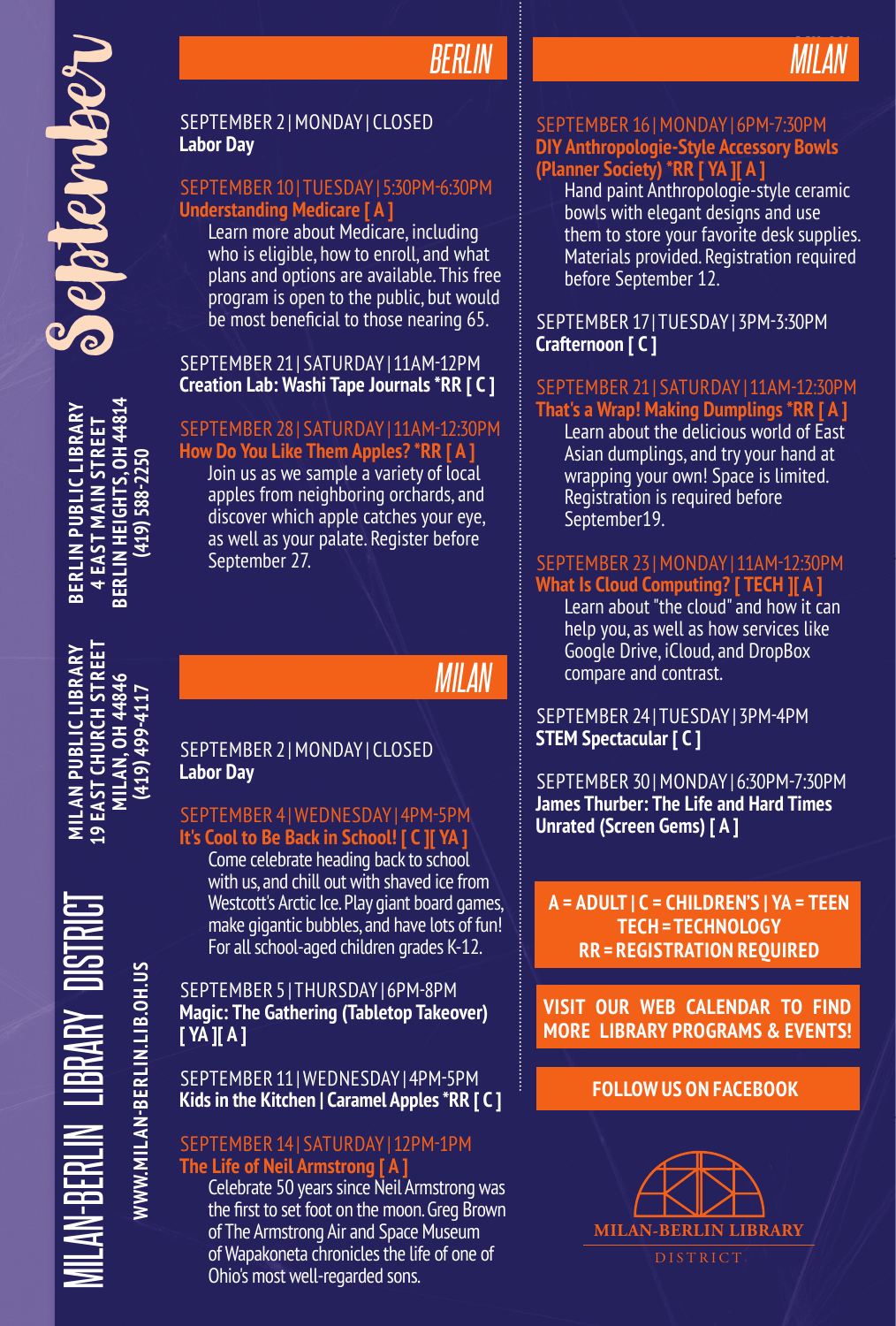# September

**BERLIN PUBLIC LIBRARY**
**4 EAST MAIN STREET**
**BERLIN HEIGHTS, OH 44814**
**(419) 588-2250**

**MILAN PUBLIC LIBRARY**
**19 EAST CHURCH STREET**
**MILAN, OH 44846**
**(419) 499-4117**

MILAN-BERLIN LIBRARY DISTRICT

**WWW.MILAN-BERLIN.LIB.OH.US**

## BERLIN

SEPTEMBER 2 | MONDAY | CLOSED
**Labor Day**

SEPTEMBER 10 | TUESDAY | 5:30PM-6:30PM
**Understanding Medicare [ A ]**
Learn more about Medicare, including who is eligible, how to enroll, and what plans and options are available. This free program is open to the public, but would be most beneficial to those nearing 65.

SEPTEMBER 21 | SATURDAY | 11AM-12PM
**Creation Lab: Washi Tape Journals *RR [ C ]**

SEPTEMBER 28 | SATURDAY | 11AM-12:30PM
**How Do You Like Them Apples? *RR [ A ]**
Join us as we sample a variety of local apples from neighboring orchards, and discover which apple catches your eye, as well as your palate. Register before September 27.

## MILAN

SEPTEMBER 2 | MONDAY | CLOSED
**Labor Day**

SEPTEMBER 4 | WEDNESDAY | 4PM-5PM
**It's Cool to Be Back in School! [ C ][ YA ]**
Come celebrate heading back to school with us, and chill out with shaved ice from Westcott's Arctic Ice. Play giant board games, make gigantic bubbles, and have lots of fun! For all school-aged children grades K-12.

SEPTEMBER 5 | THURSDAY | 6PM-8PM
**Magic: The Gathering (Tabletop Takeover) [ YA ][ A ]**

SEPTEMBER 11 | WEDNESDAY | 4PM-5PM
**Kids in the Kitchen | Caramel Apples *RR [ C ]**

SEPTEMBER 14 | SATURDAY | 12PM-1PM
**The Life of Neil Armstrong [ A ]**
Celebrate 50 years since Neil Armstrong was the first to set foot on the moon. Greg Brown of The Armstrong Air and Space Museum of Wapakoneta chronicles the life of one of Ohio's most well-regarded sons.

## MILAN

SEPTEMBER 16 | MONDAY | 6PM-7:30PM
**DIY Anthropologie-Style Accessory Bowls (Planner Society) *RR [ YA ][ A ]**
Hand paint Anthropologie-style ceramic bowls with elegant designs and use them to store your favorite desk supplies. Materials provided. Registration required before September 12.

SEPTEMBER 17 | TUESDAY | 3PM-3:30PM
**Crafternoon [ C ]**

SEPTEMBER 21 | SATURDAY | 11AM-12:30PM
**That's a Wrap! Making Dumplings *RR [ A ]**
Learn about the delicious world of East Asian dumplings, and try your hand at wrapping your own! Space is limited. Registration is required before September19.

SEPTEMBER 23 | MONDAY | 11AM-12:30PM
**What Is Cloud Computing? [ TECH ][ A ]**
Learn about "the cloud" and how it can help you, as well as how services like Google Drive, iCloud, and DropBox compare and contrast.

SEPTEMBER 24 | TUESDAY | 3PM-4PM
**STEM Spectacular [ C ]**

SEPTEMBER 30 | MONDAY | 6:30PM-7:30PM
**James Thurber: The Life and Hard Times Unrated (Screen Gems) [ A ]**

**A = ADULT | C = CHILDREN'S | YA = TEEN**
**TECH = TECHNOLOGY**
**RR = REGISTRATION REQUIRED**

**VISIT OUR WEB CALENDAR TO FIND MORE LIBRARY PROGRAMS & EVENTS!**

**FOLLOW US ON FACEBOOK**

MILAN-BERLIN LIBRARY
DISTRICT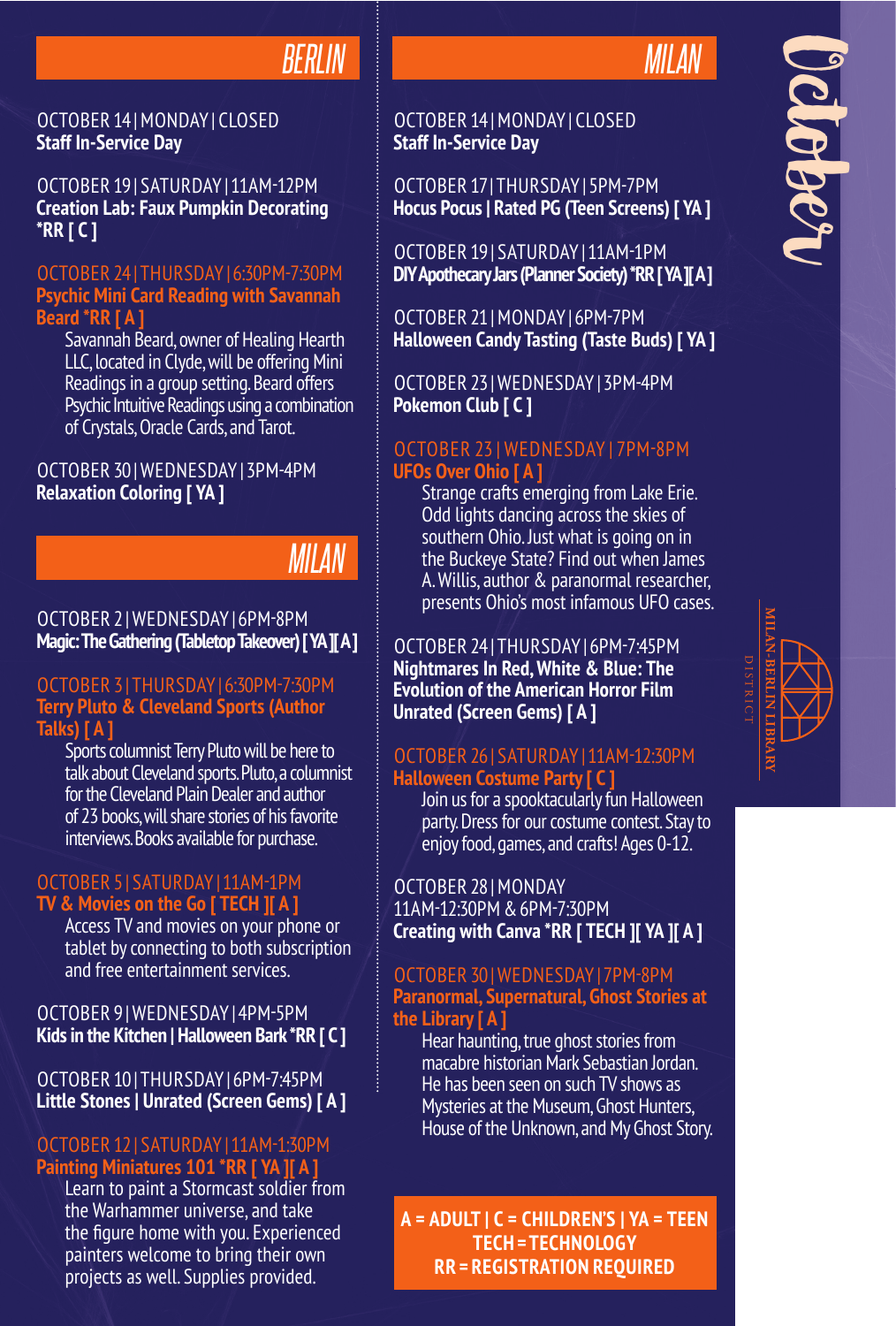# October

## BERLIN

OCTOBER 14 | MONDAY | CLOSED
**Staff In-Service Day**

OCTOBER 19 | SATURDAY | 11AM-12PM
**Creation Lab: Faux Pumpkin Decorating *RR [ C ]**

OCTOBER 24 | THURSDAY | 6:30PM-7:30PM
**Psychic Mini Card Reading with Savannah Beard *RR [ A ]**
Savannah Beard, owner of Healing Hearth LLC, located in Clyde, will be offering Mini Readings in a group setting. Beard offers Psychic Intuitive Readings using a combination of Crystals, Oracle Cards, and Tarot.

OCTOBER 30 | WEDNESDAY | 3PM-4PM
**Relaxation Coloring [ YA ]**

## MILAN

OCTOBER 2 | WEDNESDAY | 6PM-8PM
**Magic: The Gathering (Tabletop Takeover) [ YA ][ A ]**

OCTOBER 3 | THURSDAY | 6:30PM-7:30PM
**Terry Pluto & Cleveland Sports (Author Talks) [ A ]**
Sports columnist Terry Pluto will be here to talk about Cleveland sports. Pluto, a columnist for the Cleveland Plain Dealer and author of 23 books, will share stories of his favorite interviews. Books available for purchase.

OCTOBER 5 | SATURDAY | 11AM-1PM
**TV & Movies on the Go [ TECH ][ A ]**
Access TV and movies on your phone or tablet by connecting to both subscription and free entertainment services.

OCTOBER 9 | WEDNESDAY | 4PM-5PM
**Kids in the Kitchen | Halloween Bark *RR [ C ]**

OCTOBER 10 | THURSDAY | 6PM-7:45PM
**Little Stones | Unrated (Screen Gems) [ A ]**

OCTOBER 12 | SATURDAY | 11AM-1:30PM
**Painting Miniatures 101 *RR [ YA ][ A ]**
Learn to paint a Stormcast soldier from the Warhammer universe, and take the figure home with you. Experienced painters welcome to bring their own projects as well. Supplies provided.

## MILAN

OCTOBER 14 | MONDAY | CLOSED
**Staff In-Service Day**

OCTOBER 17 | THURSDAY | 5PM-7PM
**Hocus Pocus | Rated PG (Teen Screens) [ YA ]**

OCTOBER 19 | SATURDAY | 11AM-1PM
**DIY Apothecary Jars (Planner Society) *RR [ YA ][ A ]**

OCTOBER 21 | MONDAY | 6PM-7PM
**Halloween Candy Tasting (Taste Buds) [ YA ]**

OCTOBER 23 | WEDNESDAY | 3PM-4PM
**Pokemon Club [ C ]**

OCTOBER 23 | WEDNESDAY | 7PM-8PM
**UFOs Over Ohio [ A ]**
Strange crafts emerging from Lake Erie. Odd lights dancing across the skies of southern Ohio. Just what is going on in the Buckeye State? Find out when James A. Willis, author & paranormal researcher, presents Ohio's most infamous UFO cases.

OCTOBER 24 | THURSDAY | 6PM-7:45PM
**Nightmares In Red, White & Blue: The Evolution of the American Horror Film Unrated (Screen Gems) [ A ]**

OCTOBER 26 | SATURDAY | 11AM-12:30PM
**Halloween Costume Party [ C ]**
Join us for a spooktacularly fun Halloween party. Dress for our costume contest. Stay to enjoy food, games, and crafts! Ages 0-12.

OCTOBER 28 | MONDAY
11AM-12:30PM & 6PM-7:30PM
**Creating with Canva *RR [ TECH ][ YA ][ A ]**

OCTOBER 30 | WEDNESDAY | 7PM-8PM
**Paranormal, Supernatural, Ghost Stories at the Library [ A ]**
Hear haunting, true ghost stories from macabre historian Mark Sebastian Jordan. He has been seen on such TV shows as Mysteries at the Museum, Ghost Hunters, House of the Unknown, and My Ghost Story.

**A = ADULT | C = CHILDREN'S | YA = TEEN**
**TECH = TECHNOLOGY**
**RR = REGISTRATION REQUIRED**

MILAN-BERLIN LIBRARY
DISTRICT